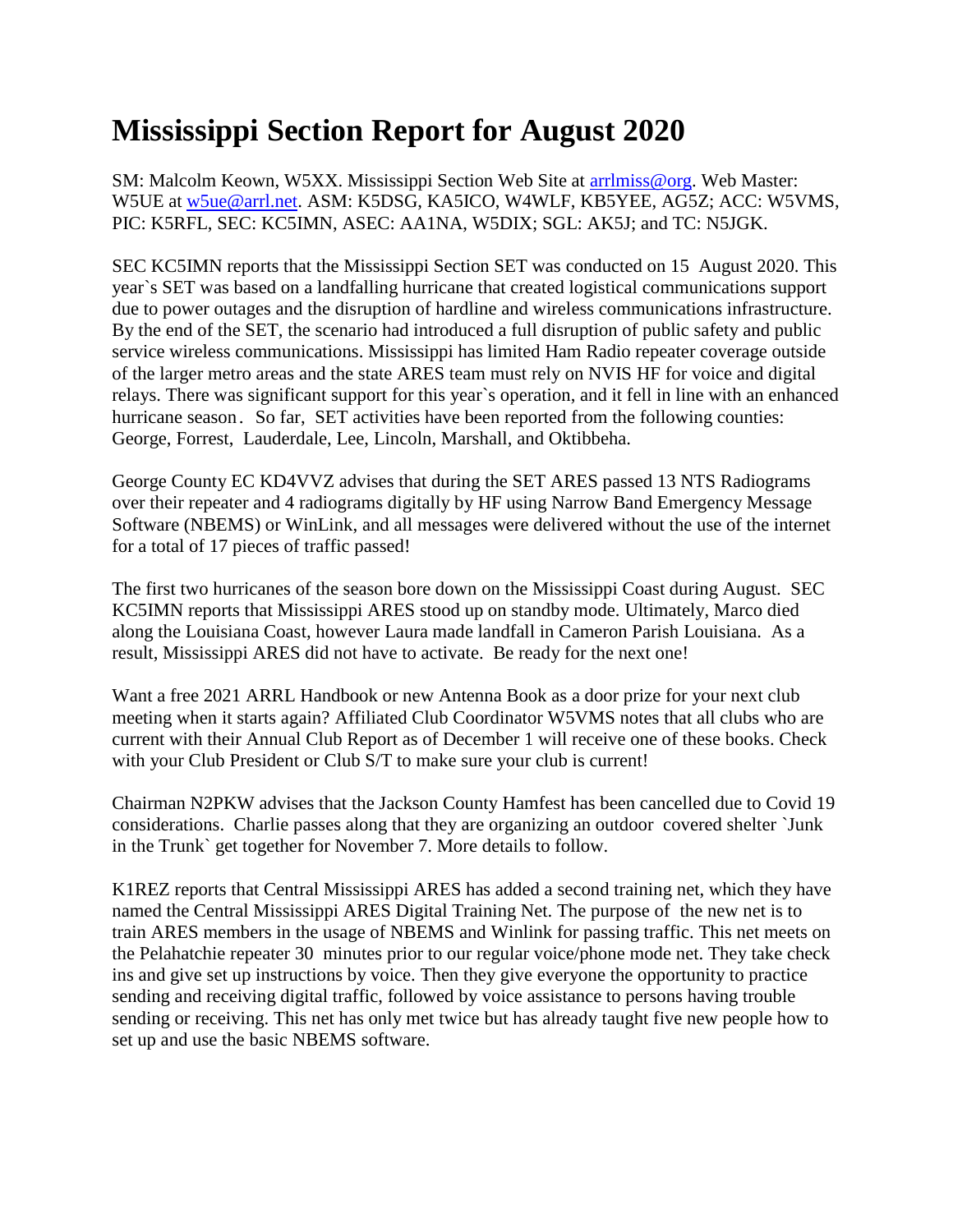# Mississippi Section Report for August 2020

SM: Malcolm Keown, W5XX. Mississippi Section Web Site at arrlmiss@org. Web Master: W5UE at w5ue@arrl.net. ASM: K5DSG, KA5ICO, W4WLF, KB5YEE, AG5Z; ACC: W5VMS, PIC: K5RFL, SEC: KC5IMN, ASEC: AA1NA, W5DIX; SGL: AK5J; and TC: N5JGK.

SEC KC5IMN reports that the Mississippi Section SET was conducted on 15 August 2020. This year`s SET was based on a landfalling hurricane that created logistical communications support due to power outages and the disruption of hardline and wireless communications infrastructure. By the end of the SET, the scenario had introduced a full disruption of public safety and public service wireless communications. Mississippi has limited Ham Radio repeater coverage outside of the larger metro areas and the state ARES team must rely on NVIS HF for voice and digital relays. There was significant support for this year`s operation, and it fell in line with an enhanced hurricane season. So far, SET activities have been reported from the following counties: George, Forrest, Lauderdale, Lee, Lincoln, Marshall, and Oktibbeha.

George County EC KD4VVZ advises that during the SET ARES passed 13 NTS Radiograms over their repeater and 4 radiograms digitally by HF using Narrow Band Emergency Message Software (NBEMS) or WinLink, and all messages were delivered without the use of the internet for a total of 17 pieces of traffic passed!

The first two hurricanes of the season bore down on the Mississippi Coast during August. SEC KC5IMN reports that Mississippi ARES stood up on standby mode. Ultimately, Marco died along the Louisiana Coast, however Laura made landfall in Cameron Parish Louisiana. As a result, Mississippi ARES did not have to activate. Be ready for the next one!

Want a free 2021 ARRL Handbook or new Antenna Book as a door prize for your next club meeting when it starts again? Affiliated Club Coordinator W5VMS notes that all clubs who are current with their Annual Club Report as of December 1 will receive one of these books. Check with your Club President or Club S/T to make sure your club is current!

Chairman N2PKW advises that the Jackson County Hamfest has been cancelled due to Covid 19 considerations. Charlie passes along that they are organizing an outdoor covered shelter `Junk in the Trunk` get together for November 7. More details to follow.

K1REZ reports that Central Mississippi ARES has added a second training net, which they have named the Central Mississippi ARES Digital Training Net. The purpose of the new net is to train ARES members in the usage of NBEMS and Winlink for passing traffic. This net meets on the Pelahatchie repeater 30 minutes prior to our regular voice/phone mode net. They take check ins and give set up instructions by voice. Then they give everyone the opportunity to practice sending and receiving digital traffic, followed by voice assistance to persons having trouble sending or receiving. This net has only met twice but has already taught five new people how to set up and use the basic NBEMS software.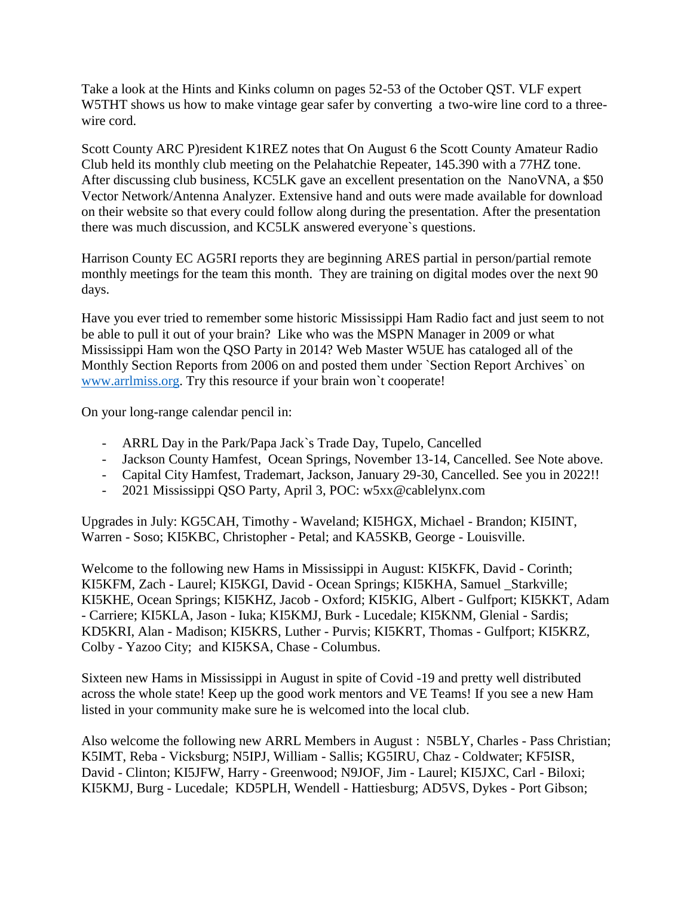Take a look at the Hints and Kinks column on pages 52-53 of the October QST. VLF expert W5THT shows us how to make vintage gear safer by converting a two-wire line cord to a three-wire cord.

Scott County ARC P)resident K1REZ notes that On August 6 the Scott County Amateur Radio Club held its monthly club meeting on the Pelahatchie Repeater, 145.390 with a 77HZ tone. After discussing club business, KC5LK gave an excellent presentation on the NanoVNA, a $50 Vector Network/Antenna Analyzer. Extensive hand and outs were made available for download on their website so that every could follow along during the presentation. After the presentation there was much discussion, and KC5LK answered everyone`s questions.

Harrison County EC AG5RI reports they are beginning ARES partial in person/partial remote monthly meetings for the team this month. They are training on digital modes over the next 90 days.

Have you ever tried to remember some historic Mississippi Ham Radio fact and just seem to not be able to pull it out of your brain? Like who was the MSPN Manager in 2009 or what Mississippi Ham won the QSO Party in 2014? Web Master W5UE has cataloged all of the Monthly Section Reports from 2006 on and posted them under `Section Report Archives` on [www.arrlmiss.org](http://www.arrlmiss.org). Try this resource if your brain won`t cooperate!

On your long-range calendar pencil in:

- ARRL Day in the Park/Papa Jack`s Trade Day, Tupelo, Cancelled
- Jackson County Hamfest, Ocean Springs, November 13-14, Cancelled. See Note above.
- Capital City Hamfest, Trademart, Jackson, January 29-30, Cancelled. See you in 2022!!
- 2021 Mississippi QSO Party, April 3, POC: w5xx@cablelynx.com

Upgrades in July: KG5CAH, Timothy - Waveland; KI5HGX, Michael - Brandon; KI5INT, Warren - Soso; KI5KBC, Christopher - Petal; and KA5SKB, George - Louisville.

Welcome to the following new Hams in Mississippi in August: KI5KFK, David - Corinth; KI5KFM, Zach - Laurel; KI5KGI, David - Ocean Springs; KI5KHA, Samuel _Starkville; KI5KHE, Ocean Springs; KI5KHZ, Jacob - Oxford; KI5KIG, Albert - Gulfport; KI5KKT, Adam - Carriere; KI5KLA, Jason - Iuka; KI5KMJ, Burk - Lucedale; KI5KNM, Glenial - Sardis; KD5KRI, Alan - Madison; KI5KRS, Luther - Purvis; KI5KRT, Thomas - Gulfport; KI5KRZ, Colby - Yazoo City; and KI5KSA, Chase - Columbus.

Sixteen new Hams in Mississippi in August in spite of Covid -19 and pretty well distributed across the whole state! Keep up the good work mentors and VE Teams! If you see a new Ham listed in your community make sure he is welcomed into the local club.

Also welcome the following new ARRL Members in August : N5BLY, Charles - Pass Christian; K5IMT, Reba - Vicksburg; N5IPJ, William - Sallis; KG5IRU, Chaz - Coldwater; KF5ISR, David - Clinton; KI5JFW, Harry - Greenwood; N9JOF, Jim - Laurel; KI5JXC, Carl - Biloxi; KI5KMJ, Burg - Lucedale; KD5PLH, Wendell - Hattiesburg; AD5VS, Dykes - Port Gibson;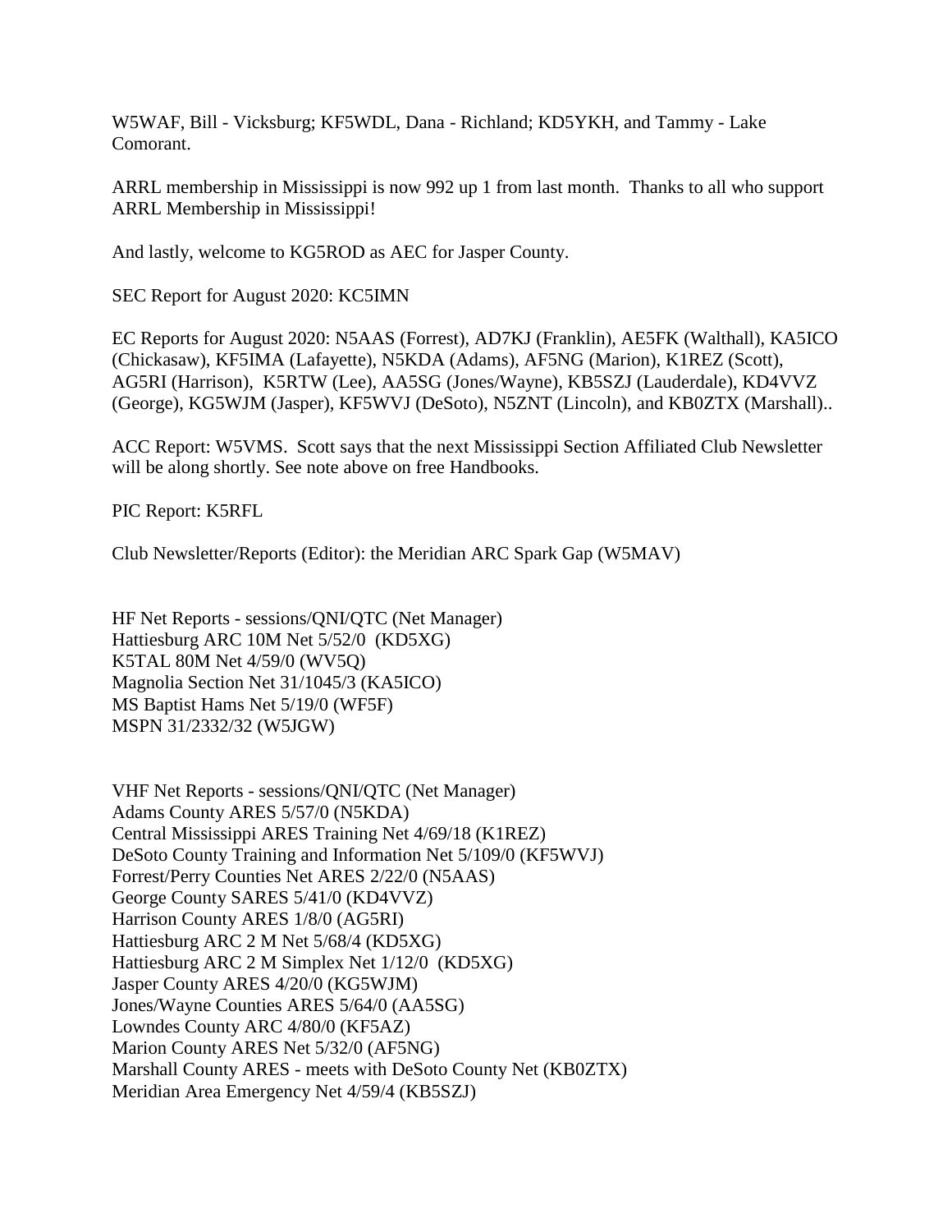W5WAF, Bill - Vicksburg; KF5WDL, Dana - Richland; KD5YKH, and Tammy - Lake Comorant.

ARRL membership in Mississippi is now 992 up 1 from last month. Thanks to all who support ARRL Membership in Mississippi!

And lastly, welcome to KG5ROD as AEC for Jasper County.

SEC Report for August 2020: KC5IMN

EC Reports for August 2020: N5AAS (Forrest), AD7KJ (Franklin), AE5FK (Walthall), KA5ICO (Chickasaw), KF5IMA (Lafayette), N5KDA (Adams), AF5NG (Marion), K1REZ (Scott), AG5RI (Harrison), K5RTW (Lee), AA5SG (Jones/Wayne), KB5SZJ (Lauderdale), KD4VVZ (George), KG5WJM (Jasper), KF5WVJ (DeSoto), N5ZNT (Lincoln), and KB0ZTX (Marshall)..

ACC Report: W5VMS. Scott says that the next Mississippi Section Affiliated Club Newsletter will be along shortly. See note above on free Handbooks.

PIC Report: K5RFL

Club Newsletter/Reports (Editor): the Meridian ARC Spark Gap (W5MAV)

HF Net Reports - sessions/QNI/QTC (Net Manager)
Hattiesburg ARC 10M Net 5/52/0 (KD5XG)
K5TAL 80M Net 4/59/0 (WV5Q)
Magnolia Section Net 31/1045/3 (KA5ICO)
MS Baptist Hams Net 5/19/0 (WF5F)
MSPN 31/2332/32 (W5JGW)

VHF Net Reports - sessions/QNI/QTC (Net Manager)
Adams County ARES 5/57/0 (N5KDA)
Central Mississippi ARES Training Net 4/69/18 (K1REZ)
DeSoto County Training and Information Net 5/109/0 (KF5WVJ)
Forrest/Perry Counties Net ARES 2/22/0 (N5AAS)
George County SARES 5/41/0 (KD4VVZ)
Harrison County ARES 1/8/0 (AG5RI)
Hattiesburg ARC 2 M Net 5/68/4 (KD5XG)
Hattiesburg ARC 2 M Simplex Net 1/12/0 (KD5XG)
Jasper County ARES 4/20/0 (KG5WJM)
Jones/Wayne Counties ARES 5/64/0 (AA5SG)
Lowndes County ARC 4/80/0 (KF5AZ)
Marion County ARES Net 5/32/0 (AF5NG)
Marshall County ARES - meets with DeSoto County Net (KB0ZTX)
Meridian Area Emergency Net 4/59/4 (KB5SZJ)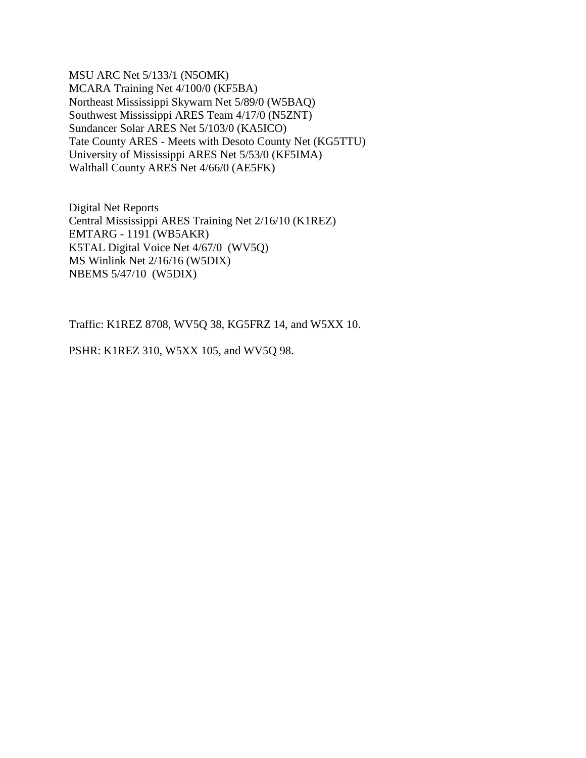MSU ARC Net 5/133/1 (N5OMK)
MCARA Training Net 4/100/0 (KF5BA)
Northeast Mississippi Skywarn Net 5/89/0 (W5BAQ)
Southwest Mississippi ARES Team 4/17/0 (N5ZNT)
Sundancer Solar ARES Net 5/103/0 (KA5ICO)
Tate County ARES - Meets with Desoto County Net (KG5TTU)
University of Mississippi ARES Net 5/53/0 (KF5IMA)
Walthall County ARES Net 4/66/0 (AE5FK)

Digital Net Reports
Central Mississippi ARES Training Net 2/16/10 (K1REZ)
EMTARG - 1191 (WB5AKR)
K5TAL Digital Voice Net 4/67/0 (WV5Q)
MS Winlink Net 2/16/16 (W5DIX)
NBEMS 5/47/10 (W5DIX)

Traffic: K1REZ 8708, WV5Q 38, KG5FRZ 14, and W5XX 10.

PSHR: K1REZ 310, W5XX 105, and WV5Q 98.